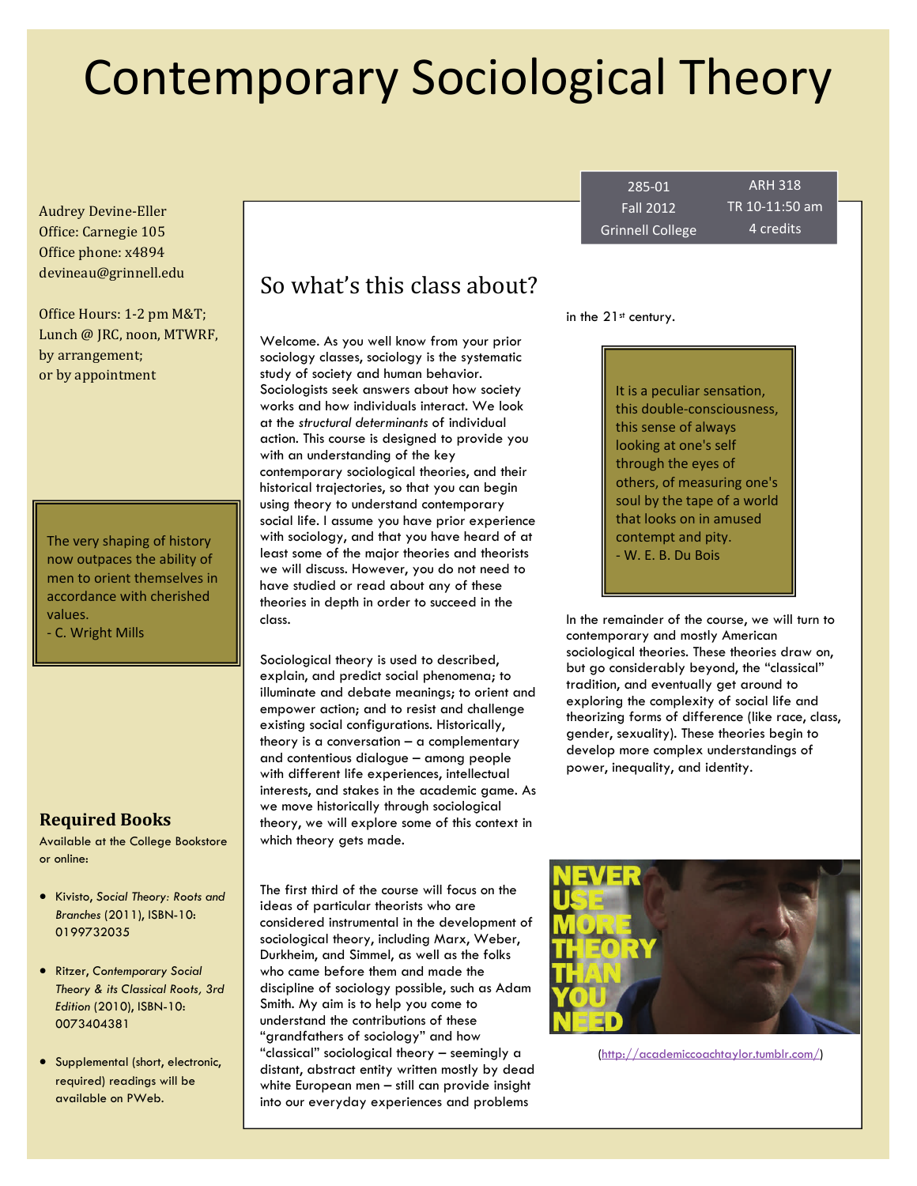# Contemporary Sociological Theory

| 285-01 | ARH 318 |
|---|---|
| Fall 2012 | TR 10-11:50 am |
| Grinnell College | 4 credits |

Audrey Devine-Eller
Office: Carnegie 105
Office phone: x4894
devineau@grinnell.edu

Office Hours: 1-2 pm M&T;
Lunch @ JRC, noon, MTWRF,
by arrangement;
or by appointment

> The very shaping of history now outpaces the ability of men to orient themselves in accordance with cherished values.
> - C. Wright Mills

## Required Books

Available at the College Bookstore or online:

- Kivisto, *Social Theory: Roots and Branches* (2011), ISBN-10: 0199732035
- Ritzer, *Contemporary Social Theory & its Classical Roots, 3rd Edition* (2010), ISBN-10: 0073404381
- Supplemental (short, electronic, required) readings will be available on PWeb.

## So what's this class about?

Welcome. As you well know from your prior sociology classes, sociology is the systematic study of society and human behavior. Sociologists seek answers about how society works and how individuals interact. We look at the *structural determinants* of individual action. This course is designed to provide you with an understanding of the key contemporary sociological theories, and their historical trajectories, so that you can begin using theory to understand contemporary social life. I assume you have prior experience with sociology, and that you have heard of at least some of the major theories and theorists we will discuss. However, you do not need to have studied or read about any of these theories in depth in order to succeed in the class.

Sociological theory is used to described, explain, and predict social phenomena; to illuminate and debate meanings; to orient and empower action; and to resist and challenge existing social configurations. Historically, theory is a conversation – a complementary and contentious dialogue – among people with different life experiences, intellectual interests, and stakes in the academic game. As we move historically through sociological theory, we will explore some of this context in which theory gets made.

The first third of the course will focus on the ideas of particular theorists who are considered instrumental in the development of sociological theory, including Marx, Weber, Durkheim, and Simmel, as well as the folks who came before them and made the discipline of sociology possible, such as Adam Smith. My aim is to help you come to understand the contributions of these "grandfathers of sociology" and how "classical" sociological theory – seemingly a distant, abstract entity written mostly by dead white European men – still can provide insight into our everyday experiences and problems in the 21st century.

> It is a peculiar sensation, this double-consciousness, this sense of always looking at one's self through the eyes of others, of measuring one's soul by the tape of a world that looks on in amused contempt and pity.
> - W. E. B. Du Bois

In the remainder of the course, we will turn to contemporary and mostly American sociological theories. These theories draw on, but go considerably beyond, the "classical" tradition, and eventually get around to exploring the complexity of social life and theorizing forms of difference (like race, class, gender, sexuality). These theories begin to develop more complex understandings of power, inequality, and identity.

NEVER USE MORE THEORY THAN YOU NEED

(http://academiccoachtaylor.tumblr.com/)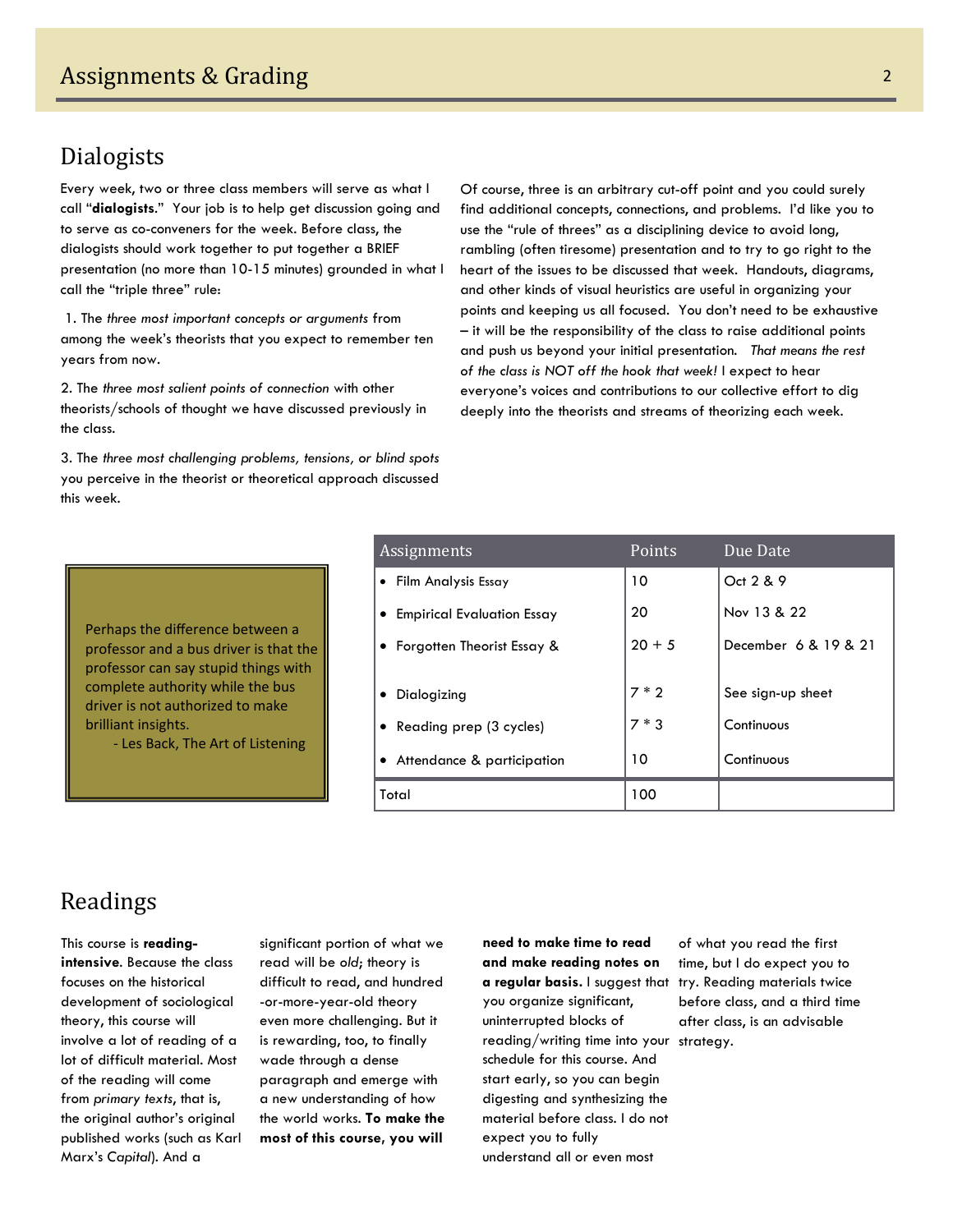# Assignments & Grading

## Dialogists

Every week, two or three class members will serve as what I call "**dialogists**." Your job is to help get discussion going and to serve as co-conveners for the week. Before class, the dialogists should work together to put together a BRIEF presentation (no more than 10-15 minutes) grounded in what I call the "triple three" rule:

1. The *three most important concepts or arguments* from among the week's theorists that you expect to remember ten years from now.

2. The *three most salient points of connection* with other theorists/schools of thought we have discussed previously in the class.

3. The *three most challenging problems, tensions, or blind spots* you perceive in the theorist or theoretical approach discussed this week.

Of course, three is an arbitrary cut-off point and you could surely find additional concepts, connections, and problems. I'd like you to use the "rule of threes" as a disciplining device to avoid long, rambling (often tiresome) presentation and to try to go right to the heart of the issues to be discussed that week. Handouts, diagrams, and other kinds of visual heuristics are useful in organizing your points and keeping us all focused. You don't need to be exhaustive – it will be the responsibility of the class to raise additional points and push us beyond your initial presentation. *That means the rest of the class is NOT off the hook that week!* I expect to hear everyone's voices and contributions to our collective effort to dig deeply into the theorists and streams of theorizing each week.

> Perhaps the difference between a professor and a bus driver is that the professor can say stupid things with complete authority while the bus driver is not authorized to make brilliant insights.
>
> - Les Back, The Art of Listening

| Assignments | Points | Due Date |
|---|---|---|
| • Film Analysis Essay | 10 | Oct 2 & 9 |
| • Empirical Evaluation Essay | 20 | Nov 13 & 22 |
| • Forgotten Theorist Essay & | 20 + 5 | December 6 & 19 & 21 |
| • Dialogizing | 7 * 2 | See sign-up sheet |
| • Reading prep (3 cycles) | 7 * 3 | Continuous |
| • Attendance & participation | 10 | Continuous |
| Total | 100 | |

## Readings

This course is **reading-intensive**. Because the class focuses on the historical development of sociological theory, this course will involve a lot of reading of a lot of difficult material. Most of the reading will come from *primary texts*, that is, the original author's original published works (such as Karl Marx's *Capital*). And a significant portion of what we read will be *old*; theory is difficult to read, and hundred-or-more-year-old theory even more challenging. But it is rewarding, too, to finally wade through a dense paragraph and emerge with a new understanding of how the world works. **To make the most of this course, you will need to make time to read and make reading notes on a regular basis.** I suggest that you organize significant, uninterrupted blocks of reading/writing time into your schedule for this course. And start early, so you can begin digesting and synthesizing the material before class. I do not expect you to fully understand all or even most of what you read the first time, but I do expect you to try. Reading materials twice before class, and a third time after class, is an advisable strategy.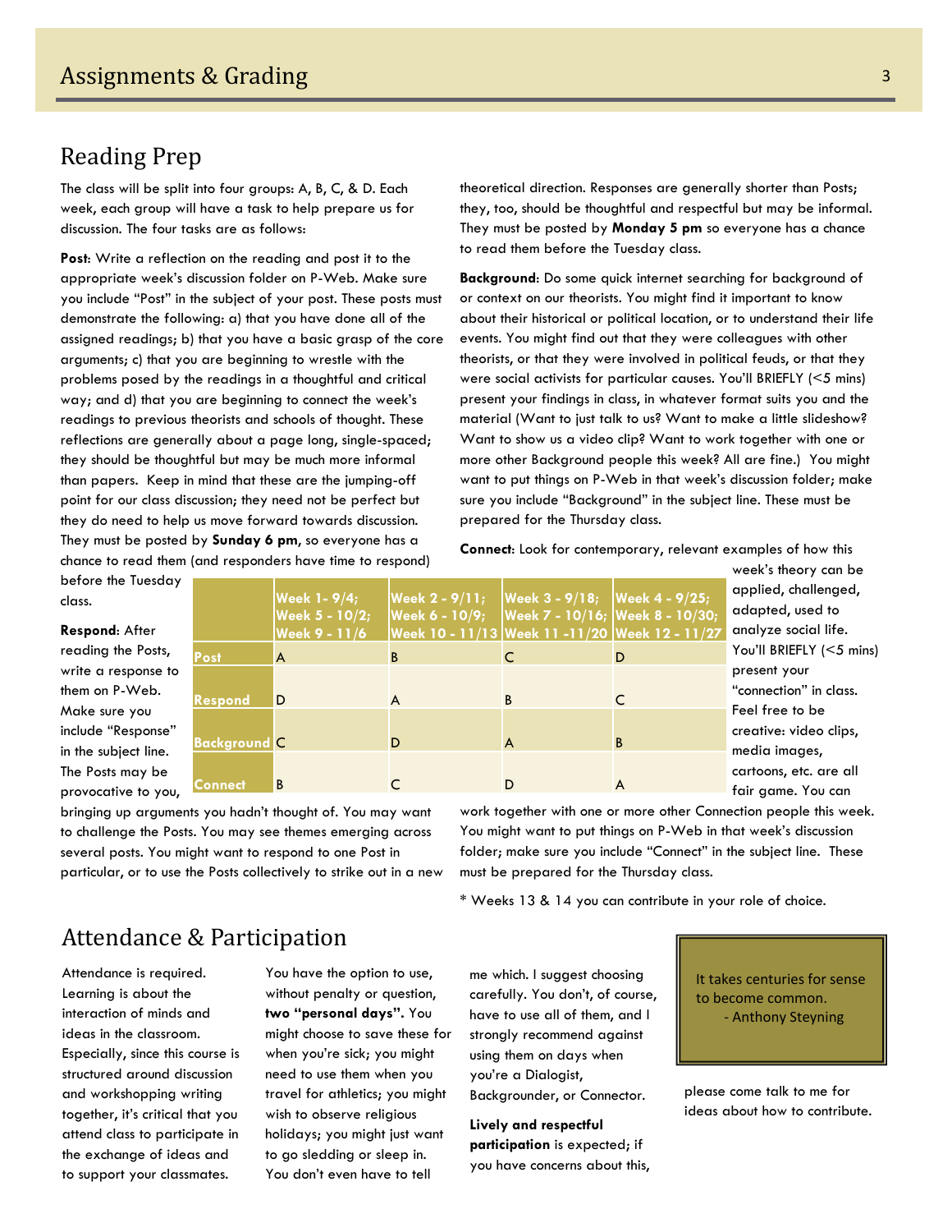# Assignments & Grading

## Reading Prep

The class will be split into four groups: A, B, C, & D. Each week, each group will have a task to help prepare us for discussion. The four tasks are as follows:

**Post**: Write a reflection on the reading and post it to the appropriate week's discussion folder on P-Web. Make sure you include "Post" in the subject of your post. These posts must demonstrate the following: a) that you have done all of the assigned readings; b) that you have a basic grasp of the core arguments; c) that you are beginning to wrestle with the problems posed by the readings in a thoughtful and critical way; and d) that you are beginning to connect the week's readings to previous theorists and schools of thought. These reflections are generally about a page long, single-spaced; they should be thoughtful but may be much more informal than papers. Keep in mind that these are the jumping-off point for our class discussion; they need not be perfect but they do need to help us move forward towards discussion. They must be posted by **Sunday 6 pm**, so everyone has a chance to read them (and responders have time to respond) before the Tuesday class.

**Respond**: After reading the Posts, write a response to them on P-Web. Make sure you include "Response" in the subject line. The Posts may be provocative to you, bringing up arguments you hadn't thought of. You may want to challenge the Posts. You may see themes emerging across several posts. You might want to respond to one Post in particular, or to use the Posts collectively to strike out in a new theoretical direction. Responses are generally shorter than Posts; they, too, should be thoughtful and respectful but may be informal. They must be posted by **Monday 5 pm** so everyone has a chance to read them before the Tuesday class.

**Background**: Do some quick internet searching for background of or context on our theorists. You might find it important to know about their historical or political location, or to understand their life events. You might find out that they were colleagues with other theorists, or that they were involved in political feuds, or that they were social activists for particular causes. You'll BRIEFLY (<5 mins) present your findings in class, in whatever format suits you and the material (Want to just talk to us? Want to make a little slideshow? Want to show us a video clip? Want to work together with one or more other Background people this week? All are fine.) You might want to put things on P-Web in that week's discussion folder; make sure you include "Background" in the subject line. These must be prepared for the Thursday class.

**Connect**: Look for contemporary, relevant examples of how this week's theory can be applied, challenged, adapted, used to analyze social life. You'll BRIEFLY (<5 mins) present your "connection" in class. Feel free to be creative: video clips, media images, cartoons, etc. are all fair game. You can work together with one or more other Connection people this week. You might want to put things on P-Web in that week's discussion folder; make sure you include "Connect" in the subject line. These must be prepared for the Thursday class.

| | Week 1- 9/4; Week 5 - 10/2; Week 9 - 11/6 | Week 2 - 9/11; Week 6 - 10/9; Week 10 - 11/13 | Week 3 - 9/18; Week 7 - 10/16; Week 11 -11/20 | Week 4 - 9/25; Week 8 - 10/30; Week 12 - 11/27 |
|---|---|---|---|---|
| Post | A | B | C | D |
| Respond | D | A | B | C |
| Background | C | D | A | B |
| Connect | B | C | D | A |

\* Weeks 13 & 14 you can contribute in your role of choice.

## Attendance & Participation

Attendance is required. Learning is about the interaction of minds and ideas in the classroom. Especially, since this course is structured around discussion and workshopping writing together, it's critical that you attend class to participate in the exchange of ideas and to support your classmates.

You have the option to use, without penalty or question, **two "personal days"**. You might choose to save these for when you're sick; you might need to use them when you travel for athletics; you might wish to observe religious holidays; you might just want to go sledding or sleep in. You don't even have to tell me which. I suggest choosing carefully. You don't, of course, have to use all of them, and I strongly recommend against using them on days when you're a Dialogist, Backgrounder, or Connector.

**Lively and respectful participation** is expected; if you have concerns about this, please come talk to me for ideas about how to contribute.

> It takes centuries for sense to become common.
> - Anthony Steyning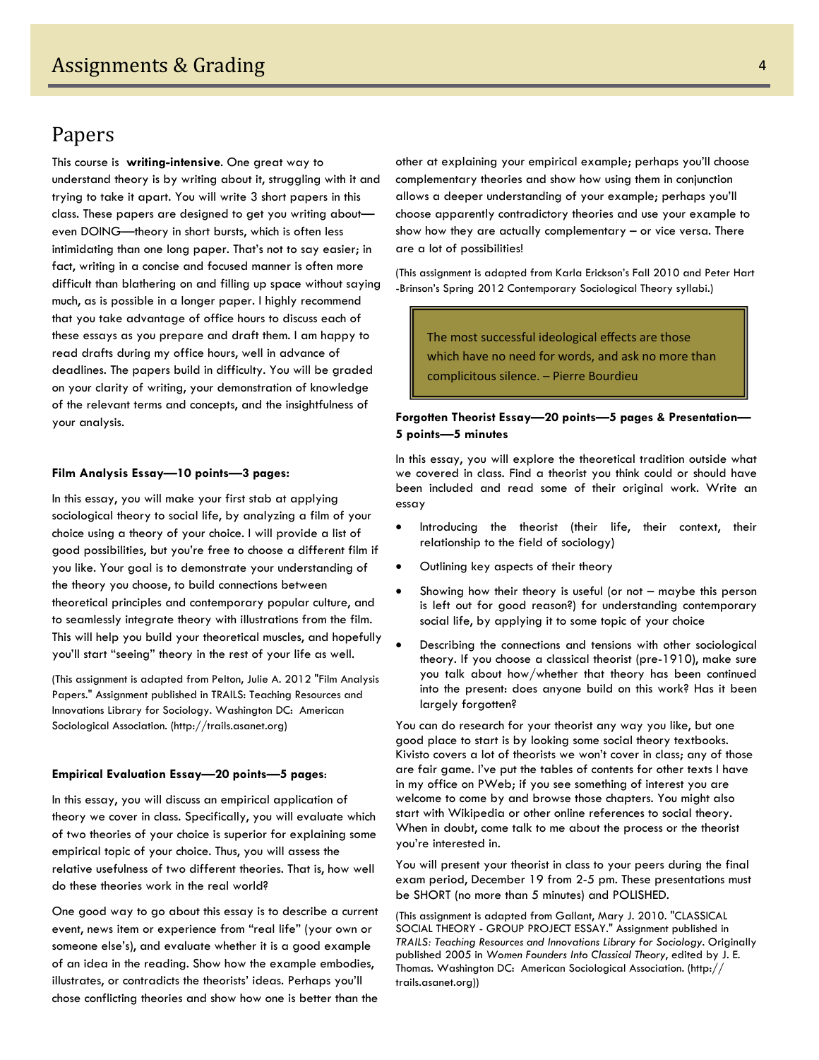# Assignments & Grading

## Papers

This course is **writing-intensive**. One great way to understand theory is by writing about it, struggling with it and trying to take it apart. You will write 3 short papers in this class. These papers are designed to get you writing about—even DOING—theory in short bursts, which is often less intimidating than one long paper. That's not to say easier; in fact, writing in a concise and focused manner is often more difficult than blathering on and filling up space without saying much, as is possible in a longer paper. I highly recommend that you take advantage of office hours to discuss each of these essays as you prepare and draft them. I am happy to read drafts during my office hours, well in advance of deadlines. The papers build in difficulty. You will be graded on your clarity of writing, your demonstration of knowledge of the relevant terms and concepts, and the insightfulness of your analysis.

**Film Analysis Essay—10 points—3 pages:**

In this essay, you will make your first stab at applying sociological theory to social life, by analyzing a film of your choice using a theory of your choice. I will provide a list of good possibilities, but you're free to choose a different film if you like. Your goal is to demonstrate your understanding of the theory you choose, to build connections between theoretical principles and contemporary popular culture, and to seamlessly integrate theory with illustrations from the film. This will help you build your theoretical muscles, and hopefully you'll start "seeing" theory in the rest of your life as well.

(This assignment is adapted from Pelton, Julie A. 2012 "Film Analysis Papers." Assignment published in TRAILS: Teaching Resources and Innovations Library for Sociology. Washington DC: American Sociological Association. (http://trails.asanet.org)

**Empirical Evaluation Essay—20 points—5 pages**:

In this essay, you will discuss an empirical application of theory we cover in class. Specifically, you will evaluate which of two theories of your choice is superior for explaining some empirical topic of your choice. Thus, you will assess the relative usefulness of two different theories. That is, how well do these theories work in the real world?

One good way to go about this essay is to describe a current event, news item or experience from "real life" (your own or someone else's), and evaluate whether it is a good example of an idea in the reading. Show how the example embodies, illustrates, or contradicts the theorists' ideas. Perhaps you'll chose conflicting theories and show how one is better than the other at explaining your empirical example; perhaps you'll choose complementary theories and show how using them in conjunction allows a deeper understanding of your example; perhaps you'll choose apparently contradictory theories and use your example to show how they are actually complementary – or vice versa. There are a lot of possibilities!

(This assignment is adapted from Karla Erickson's Fall 2010 and Peter Hart-Brinson's Spring 2012 Contemporary Sociological Theory syllabi.)

> The most successful ideological effects are those which have no need for words, and ask no more than complicitous silence. – Pierre Bourdieu

**Forgotten Theorist Essay—20 points—5 pages & Presentation—5 points—5 minutes**

In this essay, you will explore the theoretical tradition outside what we covered in class. Find a theorist you think could or should have been included and read some of their original work. Write an essay

- Introducing the theorist (their life, their context, their relationship to the field of sociology)
- Outlining key aspects of their theory
- Showing how their theory is useful (or not – maybe this person is left out for good reason?) for understanding contemporary social life, by applying it to some topic of your choice
- Describing the connections and tensions with other sociological theory. If you choose a classical theorist (pre-1910), make sure you talk about how/whether that theory has been continued into the present: does anyone build on this work? Has it been largely forgotten?

You can do research for your theorist any way you like, but one good place to start is by looking some social theory textbooks. Kivisto covers a lot of theorists we won't cover in class; any of those are fair game. I've put the tables of contents for other texts I have in my office on PWeb; if you see something of interest you are welcome to come by and browse those chapters. You might also start with Wikipedia or other online references to social theory. When in doubt, come talk to me about the process or the theorist you're interested in.

You will present your theorist in class to your peers during the final exam period, December 19 from 2-5 pm. These presentations must be SHORT (no more than 5 minutes) and POLISHED.

(This assignment is adapted from Gallant, Mary J. 2010. "CLASSICAL SOCIAL THEORY - GROUP PROJECT ESSAY." Assignment published in *TRAILS: Teaching Resources and Innovations Library for Sociology*. Originally published 2005 in *Women Founders Into Classical Theory*, edited by J. E. Thomas. Washington DC: American Sociological Association. (http://trails.asanet.org))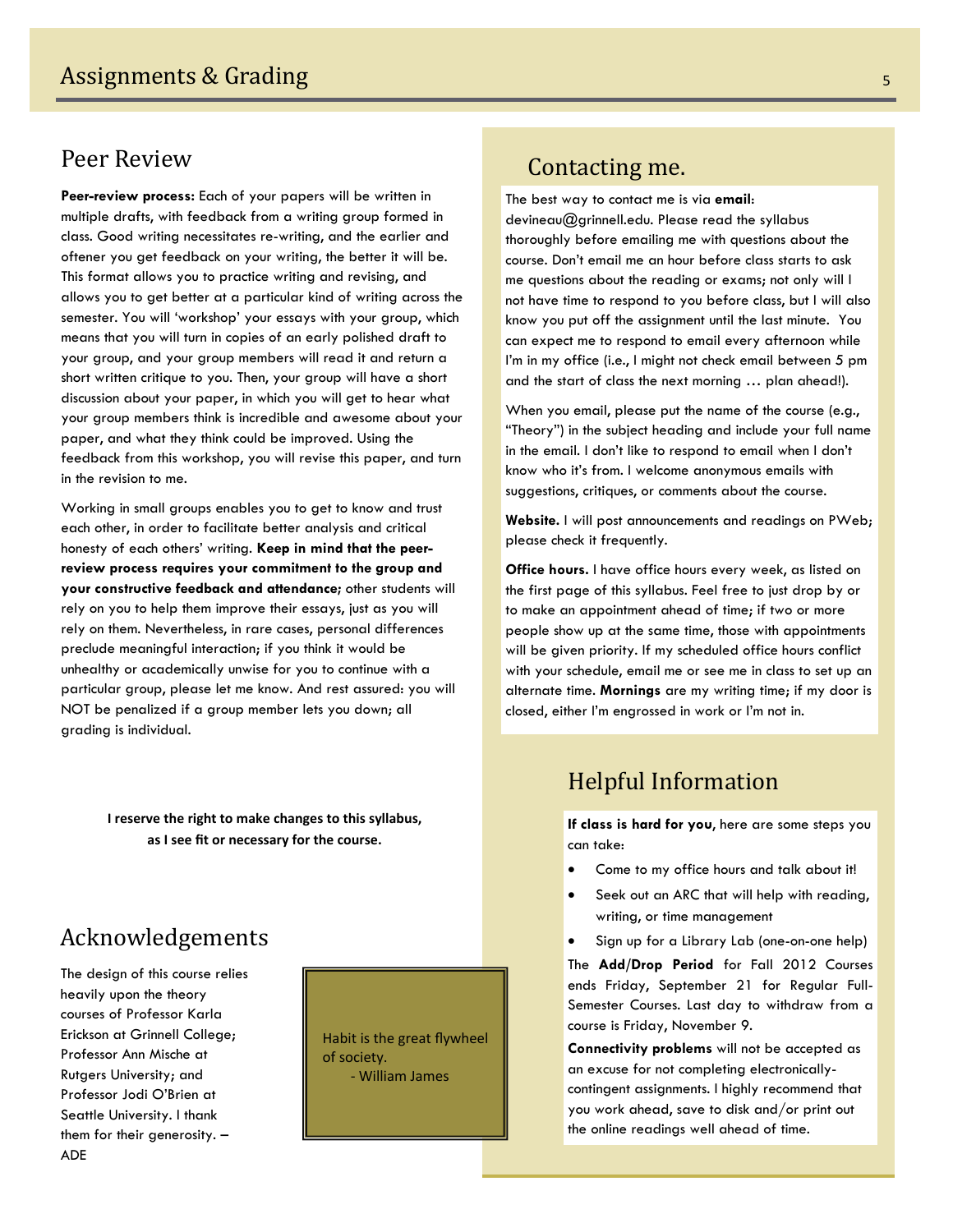## Peer Review

**Peer-review process:** Each of your papers will be written in multiple drafts, with feedback from a writing group formed in class. Good writing necessitates re-writing, and the earlier and oftener you get feedback on your writing, the better it will be. This format allows you to practice writing and revising, and allows you to get better at a particular kind of writing across the semester. You will 'workshop' your essays with your group, which means that you will turn in copies of an early polished draft to your group, and your group members will read it and return a short written critique to you. Then, your group will have a short discussion about your paper, in which you will get to hear what your group members think is incredible and awesome about your paper, and what they think could be improved. Using the feedback from this workshop, you will revise this paper, and turn in the revision to me.

Working in small groups enables you to get to know and trust each other, in order to facilitate better analysis and critical honesty of each others' writing. **Keep in mind that the peer-review process requires your commitment to the group and your constructive feedback and attendance**; other students will rely on you to help them improve their essays, just as you will rely on them. Nevertheless, in rare cases, personal differences preclude meaningful interaction; if you think it would be unhealthy or academically unwise for you to continue with a particular group, please let me know. And rest assured: you will NOT be penalized if a group member lets you down; all grading is individual.

**I reserve the right to make changes to this syllabus, as I see fit or necessary for the course.**

## Acknowledgements

The design of this course relies heavily upon the theory courses of Professor Karla Erickson at Grinnell College; Professor Ann Mische at Rutgers University; and Professor Jodi O'Brien at Seattle University. I thank them for their generosity. – ADE

> Habit is the great flywheel of society.
> - William James

## Contacting me.

The best way to contact me is via **email**: devineau@grinnell.edu. Please read the syllabus thoroughly before emailing me with questions about the course. Don't email me an hour before class starts to ask me questions about the reading or exams; not only will I not have time to respond to you before class, but I will also know you put off the assignment until the last minute. You can expect me to respond to email every afternoon while I'm in my office (i.e., I might not check email between 5 pm and the start of class the next morning … plan ahead!).

When you email, please put the name of the course (e.g., "Theory") in the subject heading and include your full name in the email. I don't like to respond to email when I don't know who it's from. I welcome anonymous emails with suggestions, critiques, or comments about the course.

**Website.** I will post announcements and readings on PWeb; please check it frequently.

**Office hours.** I have office hours every week, as listed on the first page of this syllabus. Feel free to just drop by or to make an appointment ahead of time; if two or more people show up at the same time, those with appointments will be given priority. If my scheduled office hours conflict with your schedule, email me or see me in class to set up an alternate time. **Mornings** are my writing time; if my door is closed, either I'm engrossed in work or I'm not in.

## Helpful Information

**If class is hard for you**, here are some steps you can take:

- Come to my office hours and talk about it!
- Seek out an ARC that will help with reading, writing, or time management
- Sign up for a Library Lab (one-on-one help)

The **Add/Drop Period** for Fall 2012 Courses ends Friday, September 21 for Regular Full-Semester Courses. Last day to withdraw from a course is Friday, November 9.

**Connectivity problems** will not be accepted as an excuse for not completing electronically-contingent assignments. I highly recommend that you work ahead, save to disk and/or print out the online readings well ahead of time.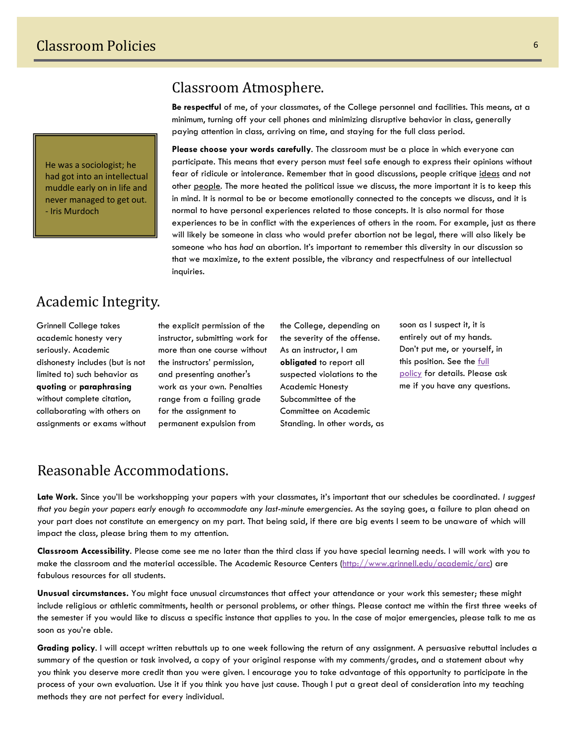# Classroom Policies

> He was a sociologist; he had got into an intellectual muddle early on in life and never managed to get out.
> - Iris Murdoch

## Classroom Atmosphere.

**Be respectful** of me, of your classmates, of the College personnel and facilities. This means, at a minimum, turning off your cell phones and minimizing disruptive behavior in class, generally paying attention in class, arriving on time, and staying for the full class period.

**Please choose your words carefully**. The classroom must be a place in which everyone can participate. This means that every person must feel safe enough to express their opinions without fear of ridicule or intolerance. Remember that in good discussions, people critique ideas and not other people. The more heated the political issue we discuss, the more important it is to keep this in mind. It is normal to be or become emotionally connected to the concepts we discuss, and it is normal to have personal experiences related to those concepts. It is also normal for those experiences to be in conflict with the experiences of others in the room. For example, just as there will likely be someone in class who would prefer abortion not be legal, there will also likely be someone who has *had* an abortion. It's important to remember this diversity in our discussion so that we maximize, to the extent possible, the vibrancy and respectfulness of our intellectual inquiries.

## Academic Integrity.

Grinnell College takes academic honesty very seriously. Academic dishonesty includes (but is not limited to) such behavior as **quoting** or **paraphrasing** without complete citation, collaborating with others on assignments or exams without the explicit permission of the instructor, submitting work for more than one course without the instructors' permission, and presenting another's work as your own. Penalties range from a failing grade for the assignment to permanent expulsion from the College, depending on the severity of the offense. As an instructor, I am **obligated** to report all suspected violations to the Academic Honesty Subcommittee of the Committee on Academic Standing. In other words, as soon as I suspect it, it is entirely out of my hands. Don't put me, or yourself, in this position. See the full policy for details. Please ask me if you have any questions.

## Reasonable Accommodations.

**Late Work.** Since you'll be workshopping your papers with your classmates, it's important that our schedules be coordinated. *I suggest that you begin your papers early enough to accommodate any last-minute emergencies.* As the saying goes, a failure to plan ahead on your part does not constitute an emergency on my part. That being said, if there are big events I seem to be unaware of which will impact the class, please bring them to my attention.

**Classroom Accessibility**. Please come see me no later than the third class if you have special learning needs. I will work with you to make the classroom and the material accessible. The Academic Resource Centers (http://www.grinnell.edu/academic/arc) are fabulous resources for all students.

**Unusual circumstances.** You might face unusual circumstances that affect your attendance or your work this semester; these might include religious or athletic commitments, health or personal problems, or other things. Please contact me within the first three weeks of the semester if you would like to discuss a specific instance that applies to you. In the case of major emergencies, please talk to me as soon as you're able.

**Grading policy**. I will accept written rebuttals up to one week following the return of any assignment. A persuasive rebuttal includes a summary of the question or task involved, a copy of your original response with my comments/grades, and a statement about why you think you deserve more credit than you were given. I encourage you to take advantage of this opportunity to participate in the process of your own evaluation. Use it if you think you have just cause. Though I put a great deal of consideration into my teaching methods they are not perfect for every individual.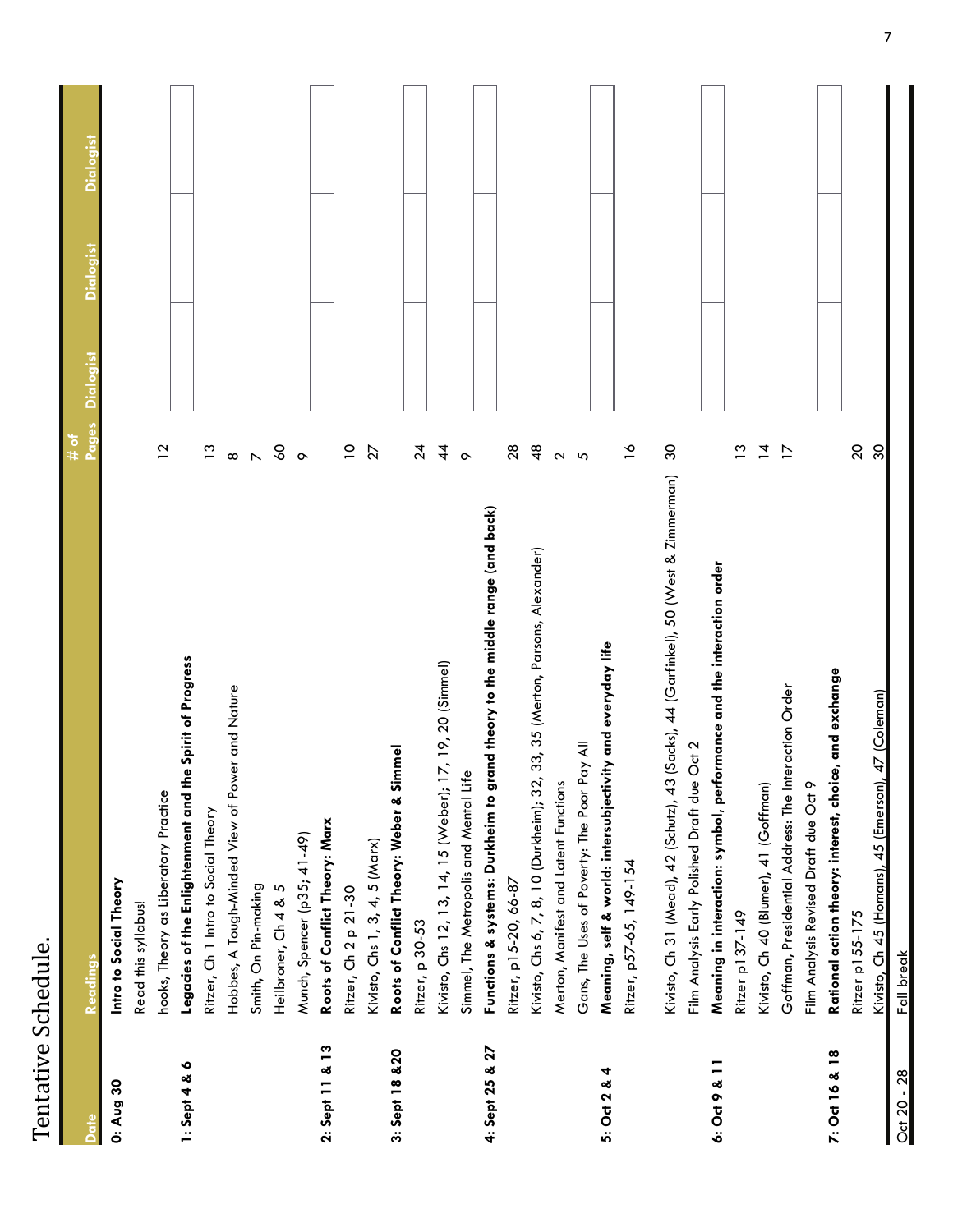# Tentative Schedule.

| Date | Readings | # of Pages | Dialogist | Dialogist | Dialogist |
|---|---|---|---|---|---|
| **0: Aug 30** | **Intro to Social Theory** | | | | |
| | Read this syllabus! | | | | |
| | hooks, Theory as Liberatory Practice | 12 | | | |
| **1: Sept 4 & 6** | **Legacies of the Enlightenment and the Spirit of Progress** | | | | |
| | Ritzer, Ch 1 Intro to Social Theory | 13 | | | |
| | Hobbes, A Tough-Minded View of Power and Nature | 8 | | | |
| | Smith, On Pin-making | 7 | | | |
| | Heilbroner, Ch 4 & 5 | 60 | | | |
| | Munch, Spencer (p35; 41-49) | 9 | | | |
| **2: Sept 11 & 13** | **Roots of Conflict Theory: Marx** | | | | |
| | Ritzer, Ch 2 p 21-30 | 10 | | | |
| | Kivisto, Chs 1, 3, 4, 5 (Marx) | 27 | | | |
| **3: Sept 18 &20** | **Roots of Conflict Theory: Weber & Simmel** | | | | |
| | Ritzer, p 30-53 | 24 | | | |
| | Kivisto, Chs 12, 13, 14, 15 (Weber); 17, 19, 20 (Simmel) | 44 | | | |
| | Simmel, The Metropolis and Mental Life | 9 | | | |
| **4: Sept 25 & 27** | **Functions & systems: Durkheim to grand theory to the middle range (and back)** | | | | |
| | Ritzer, p15-20, 66-87 | 28 | | | |
| | Kivisto, Chs 6, 7, 8, 10 (Durkheim); 32, 33, 35 (Merton, Parsons, Alexander) | 48 | | | |
| | Merton, Manifest and Latent Functions | 2 | | | |
| | Gans, The Uses of Poverty: The Poor Pay All | 5 | | | |
| **5: Oct 2 & 4** | **Meaning, self & world: intersubjectivity and everyday life** | | | | |
| | Ritzer, p57-65, 149-154 | 16 | | | |
| | Kivisto, Ch 31 (Mead), 42 (Schutz), 43 (Sacks), 44 (Garfinkel), 50 (West & Zimmerman) | 30 | | | |
| | Film Analysis Early Polished Draft due Oct 2 | | | | |
| **6: Oct 9 & 11** | **Meaning in interaction: symbol, performance and the interaction order** | | | | |
| | Ritzer p137-149 | 13 | | | |
| | Kivisto, Ch 40 (Blumer), 41 (Goffman) | 14 | | | |
| | Goffman, Presidential Address: The Interaction Order | 17 | | | |
| | Film Analysis Revised Draft due Oct 9 | | | | |
| **7: Oct 16 & 18** | **Rational action theory: interest, choice, and exchange** | | | | |
| | Ritzer p155-175 | 20 | | | |
| | Kivisto, Ch 45 (Homans), 45 (Emerson), 47 (Coleman) | 30 | | | |
| Oct 20 - 28 | Fall break | | | | |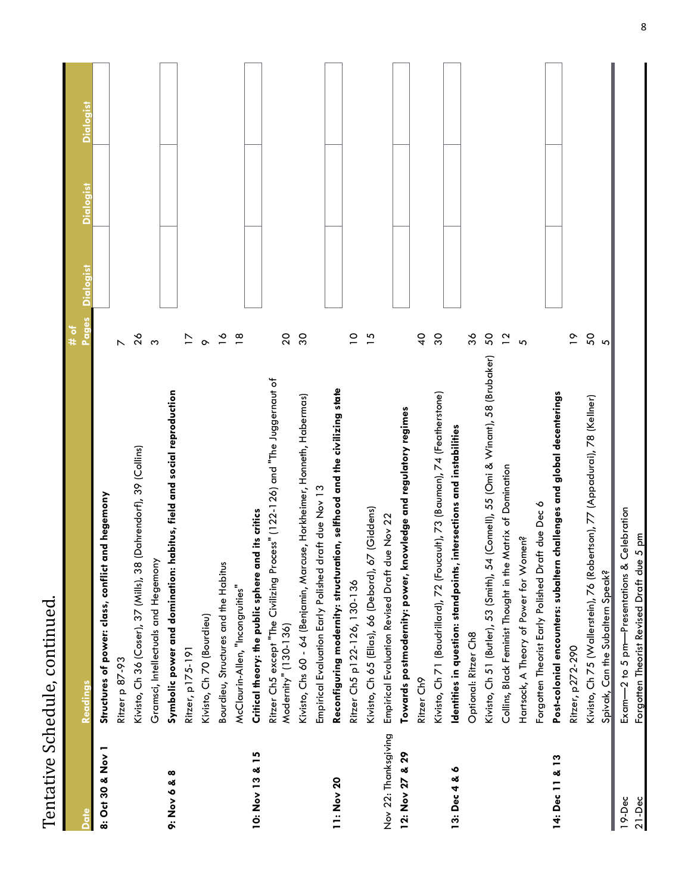# Tentative Schedule, continued.

| Date | Readings | # of Pages | Dialogist | Dialogist | Dialogist |
|---|---|---|---|---|---|
| **8: Oct 30 & Nov 1** | **Structures of power: class, conflict and hegemony** | | | | |
| | Ritzer p 87-93 | 7 | | | |
| | Kivisto, Ch 36 (Coser), 37 (Mills), 38 (Dahrendorf), 39 (Collins) | 26 | | | |
| | Gramsci, Intellectuals and Hegemony | 3 | | | |
| **9: Nov 6 & 8** | **Symbolic power and domination: habitus, field and social reproduction** | | | | |
| | Ritzer, p175-191 | 17 | | | |
| | Kivisto, Ch 70 (Bourdieu) | 9 | | | |
| | Bourdieu, Structures and the Habitus | 16 | | | |
| | McClaurin-Allen, "Incongruities" | 18 | | | |
| **10: Nov 13 & 15** | **Critical theory: the public sphere and its critics** | | | | |
| | Ritzer Ch5 except "The Civilizing Process" (122-126) and "The Juggernaut of Modernity" (130-136) | 20 | | | |
| | Kivisto, Chs 60 - 64 (Benjamin, Marcuse, Horkheimer, Honneth, Habermas) | 30 | | | |
| | Empirical Evaluation Early Polished draft due Nov 13 | | | | |
| **11: Nov 20** | **Reconfiguring modernity: structuration, selfhood and the civilizing state** | | | | |
| | Ritzer Ch5 p122-126, 130-136 | 10 | | | |
| | Kivisto, Ch 65 (Elias), 66 (Debord), 67 (Giddens) | 15 | | | |
| Nov 22: Thanksgiving | Empirical Evaluation Revised Draft due Nov 22 | | | | |
| **12: Nov 27 & 29** | **Towards postmodernity: power, knowledge and regulatory regimes** | | | | |
| | Ritzer Ch9 | 40 | | | |
| | Kivisto, Ch 71 (Baudrillard), 72 (Foucault), 73 (Bauman), 74 (Featherstone) | 30 | | | |
| **13: Dec 4 & 6** | **Identities in question: standpoints, intersections and instabilities** | | | | |
| | Optional: Ritzer Ch8 | 36 | | | |
| | Kivisto, Ch 51 (Butler), 53 (Smith), 54 (Connell), 55 (Omi & Winant), 58 (Brubaker) | 50 | | | |
| | Collins, Black Feminist Thought in the Matrix of Domination | 12 | | | |
| | Hartsock, A Theory of Power for Women? | 5 | | | |
| | Forgotten Theorist Early Polished Draft due Dec 6 | | | | |
| **14: Dec 11 & 13** | **Post-colonial encounters: subaltern challenges and global decenterings** | | | | |
| | Ritzer, p272-290 | 19 | | | |
| | Kivisto, Ch 75 (Wallerstein), 76 (Robertson), 77 (Appadurai), 78 (Kellner) | 50 | | | |
| | Spivak, Can the Subaltern Speak? | 5 | | | |
| 19-Dec | Exam—2 to 5 pm—Presentations & Celebration | | | | |
| 21-Dec | Forgotten Theorist Revised Draft due 5 pm | | | | |